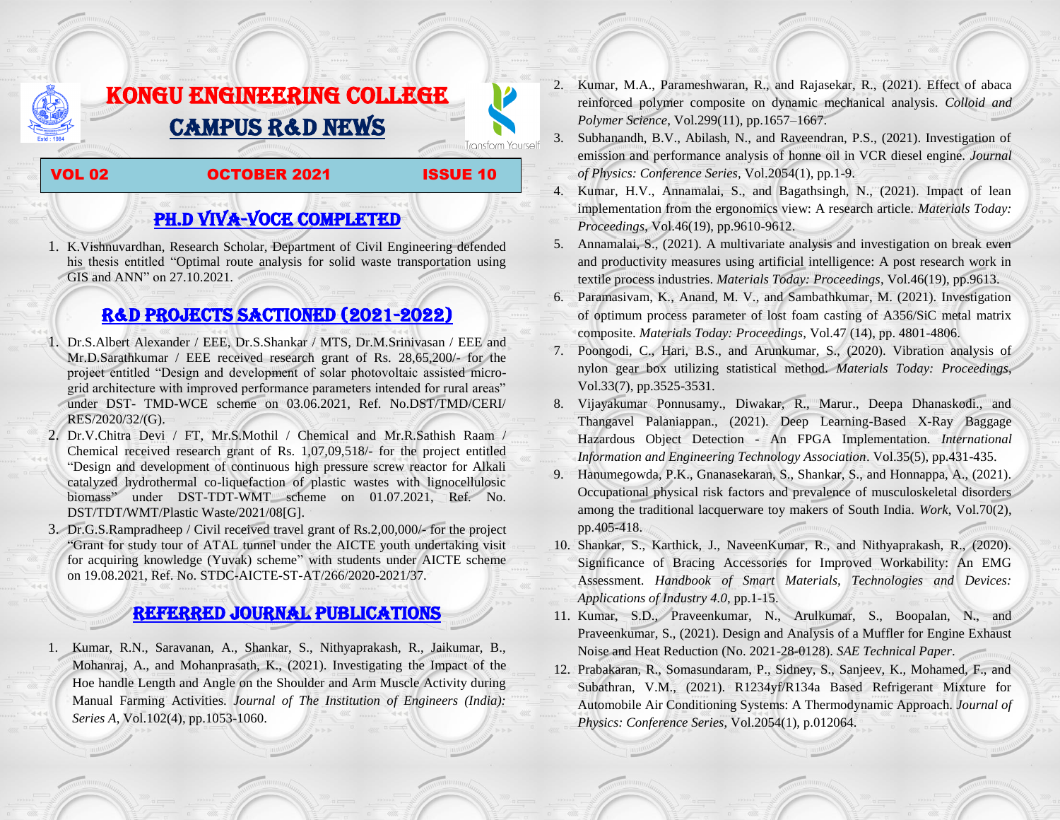# KONGU ENGINEERING COLLEGE

# CAMPUS R&D NEWS

Transform Yourself

**VOL 02 — OCTOBER 2021 — ISSUE 10**

## PH.D VIVA-VOCE COMPLETED

1. K.Vishnuvardhan, Research Scholar, Department of Civil Engineering defended his thesis entitled "Optimal route analysis for solid waste transportation using GIS and ANN" on 27.10.2021.

## R&D PROJECTS SACTIONED (2021-2022)

1. Dr.S.Albert Alexander / EEE, Dr.S.Shankar / MTS, Dr.M.Srinivasan / EEE and Mr.D.Sarathkumar / EEE received research grant of Rs. 28,65,200/- for the project entitled "Design and development of solar photovoltaic assisted micro-grid architecture with improved performance parameters intended for rural areas" under DST- TMD-WCE scheme on 03.06.2021, Ref. No.DST/TMD/CERI/ RES/2020/32/(G).
2. Dr.V.Chitra Devi / FT, Mr.S.Mothil / Chemical and Mr.R.Sathish Raam / Chemical received research grant of Rs. 1,07,09,518/- for the project entitled "Design and development of continuous high pressure screw reactor for Alkali catalyzed hydrothermal co-liquefaction of plastic wastes with lignocellulosic biomass" under DST-TDT-WMT scheme on 01.07.2021, Ref. No. DST/TDT/WMT/Plastic Waste/2021/08[G].
3. Dr.G.S.Rampradheep / Civil received travel grant of Rs.2,00,000/- for the project "Grant for study tour of ATAL tunnel under the AICTE youth undertaking visit for acquiring knowledge (Yuvak) scheme" with students under AICTE scheme on 19.08.2021, Ref. No. STDC-AICTE-ST-AT/266/2020-2021/37.

## REFERRED JOURNAL PUBLICATIONS

1. Kumar, R.N., Saravanan, A., Shankar, S., Nithyaprakash, R., Jaikumar, B., Mohanraj, A., and Mohanprasath, K., (2021). Investigating the Impact of the Hoe handle Length and Angle on the Shoulder and Arm Muscle Activity during Manual Farming Activities. *Journal of The Institution of Engineers (India): Series A*, Vol.102(4), pp.1053-1060.
2. Kumar, M.A., Parameshwaran, R., and Rajasekar, R., (2021). Effect of abaca reinforced polymer composite on dynamic mechanical analysis. *Colloid and Polymer Science*, Vol.299(11), pp.1657–1667.
3. Subhanandh, B.V., Abilash, N., and Raveendran, P.S., (2021). Investigation of emission and performance analysis of honne oil in VCR diesel engine. *Journal of Physics: Conference Series*, Vol.2054(1), pp.1-9.
4. Kumar, H.V., Annamalai, S., and Bagathsingh, N., (2021). Impact of lean implementation from the ergonomics view: A research article. *Materials Today: Proceedings*, Vol.46(19), pp.9610-9612.
5. Annamalai, S., (2021). A multivariate analysis and investigation on break even and productivity measures using artificial intelligence: A post research work in textile process industries. *Materials Today: Proceedings*, Vol.46(19), pp.9613.
6. Paramasivam, K., Anand, M. V., and Sambathkumar, M. (2021). Investigation of optimum process parameter of lost foam casting of A356/SiC metal matrix composite. *Materials Today: Proceedings*, Vol.47 (14), pp. 4801-4806.
7. Poongodi, C., Hari, B.S., and Arunkumar, S., (2020). Vibration analysis of nylon gear box utilizing statistical method. *Materials Today: Proceedings*, Vol.33(7), pp.3525-3531.
8. Vijayakumar Ponnusamy., Diwakar, R., Marur., Deepa Dhanaskodi., and Thangavel Palaniappan., (2021). Deep Learning-Based X-Ray Baggage Hazardous Object Detection - An FPGA Implementation. *International Information and Engineering Technology Association*. Vol.35(5), pp.431-435.
9. Hanumegowda, P.K., Gnanasekaran, S., Shankar, S., and Honnappa, A., (2021). Occupational physical risk factors and prevalence of musculoskeletal disorders among the traditional lacquerware toy makers of South India. *Work*, Vol.70(2), pp.405-418.
10. Shankar, S., Karthick, J., NaveenKumar, R., and Nithyaprakash, R., (2020). Significance of Bracing Accessories for Improved Workability: An EMG Assessment. *Handbook of Smart Materials, Technologies and Devices: Applications of Industry 4.0*, pp.1-15.
11. Kumar, S.D., Praveenkumar, N., Arulkumar, S., Boopalan, N., and Praveenkumar, S., (2021). Design and Analysis of a Muffler for Engine Exhaust Noise and Heat Reduction (No. 2021-28-0128). *SAE Technical Paper*.
12. Prabakaran, R., Somasundaram, P., Sidney, S., Sanjeev, K., Mohamed, F., and Subathran, V.M., (2021). R1234yf/R134a Based Refrigerant Mixture for Automobile Air Conditioning Systems: A Thermodynamic Approach. *Journal of Physics: Conference Series*, Vol.2054(1), p.012064.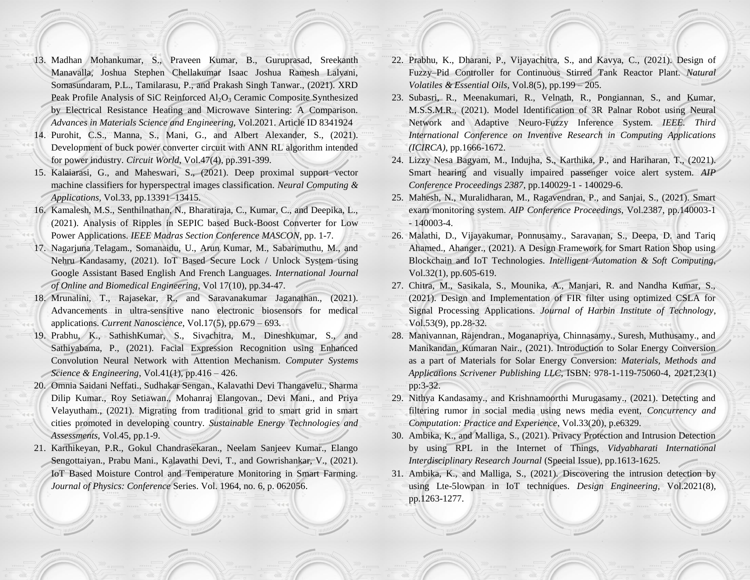13. Madhan Mohankumar, S., Praveen Kumar, B., Guruprasad, Sreekanth Manavalla, Joshua Stephen Chellakumar Isaac Joshua Ramesh Lalvani, Somasundaram, P.L., Tamilarasu, P., and Prakash Singh Tanwar., (2021). XRD Peak Profile Analysis of SiC Reinforced $Al_2O_3$ Ceramic Composite Synthesized by Electrical Resistance Heating and Microwave Sintering: A Comparison. *Advances in Materials Science and Engineering*, Vol.2021. Article ID 8341924
14. Purohit, C.S., Manna, S., Mani, G., and Albert Alexander, S., (2021). Development of buck power converter circuit with ANN RL algorithm intended for power industry. *Circuit World*, Vol.47(4), pp.391-399.
15. Kalaiarasi, G., and Maheswari, S., (2021). Deep proximal support vector machine classifiers for hyperspectral images classification. *Neural Computing & Applications*, Vol.33, pp.13391–13415.
16. Kamalesh, M.S., Senthilnathan, N., Bharatiraja, C., Kumar, C., and Deepika, L., (2021). Analysis of Ripples in SEPIC based Buck-Boost Converter for Low Power Applications. *IEEE Madras Section Conference MASCON*, pp. 1-7.
17. Nagarjuna Telagam., Somanaidu, U., Arun Kumar, M., Sabarimuthu, M., and Nehru Kandasamy, (2021). IoT Based Secure Lock / Unlock System using Google Assistant Based English And French Languages. *International Journal of Online and Biomedical Engineering*, Vol 17(10), pp.34-47.
18. Mrunalini, T., Rajasekar, R., and Saravanakumar Jaganathan., (2021). Advancements in ultra-sensitive nano electronic biosensors for medical applications. *Current Nanoscience*, Vol.17(5), pp.679 – 693.
19. Prabhu, K., SathishKumar, S., Sivachitra, M., Dineshkumar, S., and Sathiyabama, P., (2021). Facial Expression Recognition using Enhanced Convolution Neural Network with Attention Mechanism. *Computer Systems Science & Engineering*, Vol.41(1), pp.416 – 426.
20. Omnia Saidani Neffati., Sudhakar Sengan., Kalavathi Devi Thangavelu., Sharma Dilip Kumar., Roy Setiawan., Mohanraj Elangovan., Devi Mani., and Priya Velayutham., (2021). Migrating from traditional grid to smart grid in smart cities promoted in developing country. *Sustainable Energy Technologies and Assessments*, Vol.45, pp.1-9.
21. Karthikeyan, P.R., Gokul Chandrasekaran., Neelam Sanjeev Kumar., Elango Sengottaiyan., Prabu Mani., Kalavathi Devi, T., and Gowrishankar, V., (2021). IoT Based Moisture Control and Temperature Monitoring in Smart Farming. *Journal of Physics: Conference* Series. Vol. 1964, no. 6, p. 062056.
22. Prabhu, K., Dharani, P., Vijayachitra, S., and Kavya, C., (2021). Design of Fuzzy–Pid Controller for Continuous Stirred Tank Reactor Plant. *Natural Volatiles & Essential Oils*, Vol.8(5), pp.199 – 205.
23. Subasri, R., Meenakumari, R., Velnath, R., Pongiannan, S., and Kumar, M.S.S.M.R., (2021). Model Identification of 3R Palnar Robot using Neural Network and Adaptive Neuro-Fuzzy Inference System. *IEEE. Third International Conference on Inventive Research in Computing Applications (ICIRCA)*, pp.1666-1672.
24. Lizzy Nesa Bagyam, M., Indujha, S., Karthika, P., and Hariharan, T., (2021). Smart hearing and visually impaired passenger voice alert system. *AIP Conference Proceedings 2387*, pp.140029-1 - 140029-6.
25. Mahesh, N., Muralidharan, M., Ragavendran, P., and Sanjai, S., (2021). Smart exam monitoring system. *AIP Conference Proceedings*, Vol.2387, pp.140003-1 - 140003-4.
26. Malathi, D., Vijayakumar, Ponnusamy., Saravanan, S., Deepa, D. and Tariq Ahamed., Ahanger., (2021). A Design Framework for Smart Ration Shop using Blockchain and IoT Technologies. *Intelligent Automation & Soft Computing*, Vol.32(1), pp.605-619.
27. Chitra, M., Sasikala, S., Mounika, A., Manjari, R. and Nandha Kumar, S., (2021). Design and Implementation of FIR filter using optimized CSLA for Signal Processing Applications. *Journal of Harbin Institute of Technology*, Vol.53(9), pp.28-32.
28. Manivannan, Rajendran., Moganapriya, Chinnasamy., Suresh, Muthusamy., and Manikandan, Kumaran Nair., (2021). Introduction to Solar Energy Conversion as a part of Materials for Solar Energy Conversion: *Materials, Methods and Applications Scrivener Publishing LLC*, ISBN: 978-1-119-75060-4, 2021,23(1) pp:3-32.
29. Nithya Kandasamy., and Krishnamoorthi Murugasamy., (2021). Detecting and filtering rumor in social media using news media event, *Concurrency and Computation: Practice and Experience*, Vol.33(20), p.e6329.
30. Ambika, K., and Malliga, S., (2021). Privacy Protection and Intrusion Detection by using RPL in the Internet of Things, *Vidyabharati International Interdisciplinary Research Journal* (Special Issue), pp.1613-1625.
31. Ambika, K., and Malliga, S., (2021). Discovering the intrusion detection by using Lte-5lowpan in IoT techniques. *Design Engineering*, Vol.2021(8), pp.1263-1277.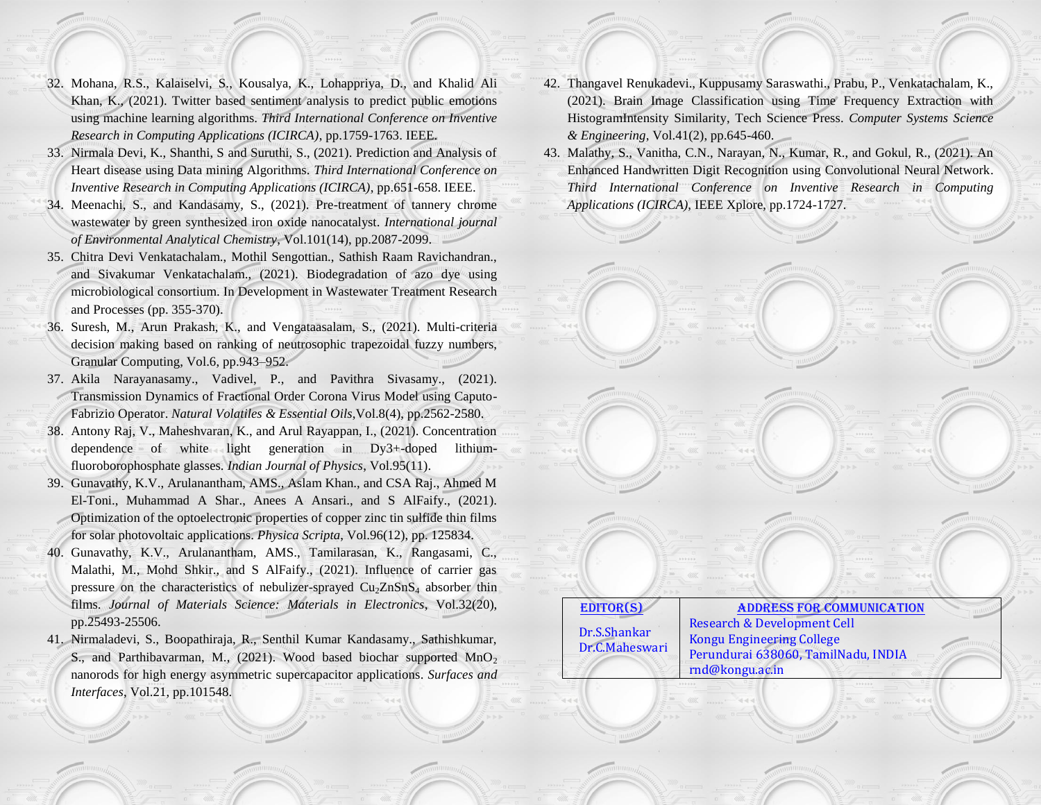32. Mohana, R.S., Kalaiselvi, S., Kousalya, K., Lohappriya, D., and Khalid Ali Khan, K., (2021). Twitter based sentiment analysis to predict public emotions using machine learning algorithms. *Third International Conference on Inventive Research in Computing Applications (ICIRCA)*, pp.1759-1763. IEEE.
33. Nirmala Devi, K., Shanthi, S and Suruthi, S., (2021). Prediction and Analysis of Heart disease using Data mining Algorithms. *Third International Conference on Inventive Research in Computing Applications (ICIRCA)*, pp.651-658. IEEE.
34. Meenachi, S., and Kandasamy, S., (2021). Pre-treatment of tannery chrome wastewater by green synthesized iron oxide nanocatalyst. *International journal of Environmental Analytical Chemistry*, Vol.101(14), pp.2087-2099.
35. Chitra Devi Venkatachalam., Mothil Sengottian., Sathish Raam Ravichandran., and Sivakumar Venkatachalam., (2021). Biodegradation of azo dye using microbiological consortium. In Development in Wastewater Treatment Research and Processes (pp. 355-370).
36. Suresh, M., Arun Prakash, K., and Vengataasalam, S., (2021). Multi-criteria decision making based on ranking of neutrosophic trapezoidal fuzzy numbers, Granular Computing, Vol.6, pp.943–952.
37. Akila Narayanasamy., Vadivel, P., and Pavithra Sivasamy., (2021). Transmission Dynamics of Fractional Order Corona Virus Model using Caputo-Fabrizio Operator. *Natural Volatiles & Essential Oils*,Vol.8(4), pp.2562-2580.
38. Antony Raj, V., Maheshvaran, K., and Arul Rayappan, I., (2021). Concentration dependence of white light generation in Dy3+-doped lithium-fluoroborophosphate glasses. *Indian Journal of Physics*, Vol.95(11).
39. Gunavathy, K.V., Arulanantham, AMS., Aslam Khan., and CSA Raj., Ahmed M El-Toni., Muhammad A Shar., Anees A Ansari., and S AlFaify., (2021). Optimization of the optoelectronic properties of copper zinc tin sulfide thin films for solar photovoltaic applications. *Physica Scripta*, Vol.96(12), pp. 125834.
40. Gunavathy, K.V., Arulanantham, AMS., Tamilarasan, K., Rangasami, C., Malathi, M., Mohd Shkir., and S AlFaify., (2021). Influence of carrier gas pressure on the characteristics of nebulizer-sprayed $Cu_2ZnSnS_4$ absorber thin films. *Journal of Materials Science: Materials in Electronics*, Vol.32(20), pp.25493-25506.
41. Nirmaladevi, S., Boopathiraja, R., Senthil Kumar Kandasamy., Sathishkumar, S., and Parthibavarman, M., (2021). Wood based biochar supported $MnO_2$ nanorods for high energy asymmetric supercapacitor applications. *Surfaces and Interfaces*, Vol.21, pp.101548.
42. Thangavel Renukadevi., Kuppusamy Saraswathi., Prabu, P., Venkatachalam, K., (2021). Brain Image Classification using Time Frequency Extraction with HistogramIntensity Similarity, Tech Science Press. *Computer Systems Science & Engineering*, Vol.41(2), pp.645-460.
43. Malathy, S., Vanitha, C.N., Narayan, N., Kumar, R., and Gokul, R., (2021). An Enhanced Handwritten Digit Recognition using Convolutional Neural Network. *Third International Conference on Inventive Research in Computing Applications (ICIRCA)*, IEEE Xplore, pp.1724-1727.

| EDITOR(S) | ADDRESS FOR COMMUNICATION |
| --- | --- |
| Dr.S.Shankar<br>Dr.C.Maheswari | Research & Development Cell<br>Kongu Engineering College<br>Perundurai 638060, TamilNadu, INDIA<br>rnd@kongu.ac.in |